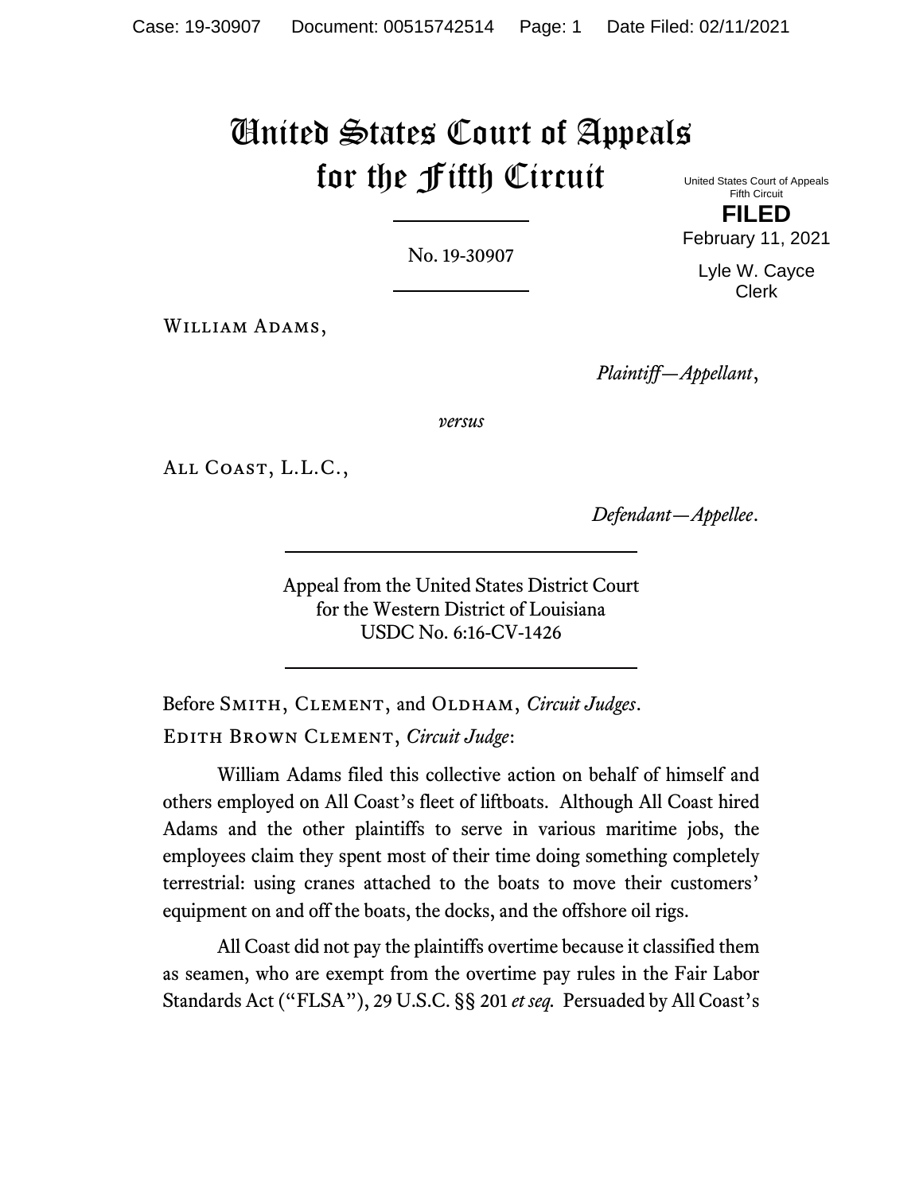# United States Court of Appeals for the Fifth Circuit

United States Court of Appeals
Fifth Circuit

**FILED**

February 11, 2021

Lyle W. Cayce
Clerk

No. 19-30907

William Adams,

*Plaintiff—Appellant*,

*versus*

All Coast, L.L.C.,

*Defendant—Appellee*.

Appeal from the United States District Court
for the Western District of Louisiana
USDC No. 6:16-CV-1426

Before Smith, Clement, and Oldham, *Circuit Judges*.

Edith Brown Clement, *Circuit Judge*:

William Adams filed this collective action on behalf of himself and others employed on All Coast's fleet of liftboats. Although All Coast hired Adams and the other plaintiffs to serve in various maritime jobs, the employees claim they spent most of their time doing something completely terrestrial: using cranes attached to the boats to move their customers' equipment on and off the boats, the docks, and the offshore oil rigs.

All Coast did not pay the plaintiffs overtime because it classified them as seamen, who are exempt from the overtime pay rules in the Fair Labor Standards Act ("FLSA"), 29 U.S.C. §§ 201 *et seq.* Persuaded by All Coast's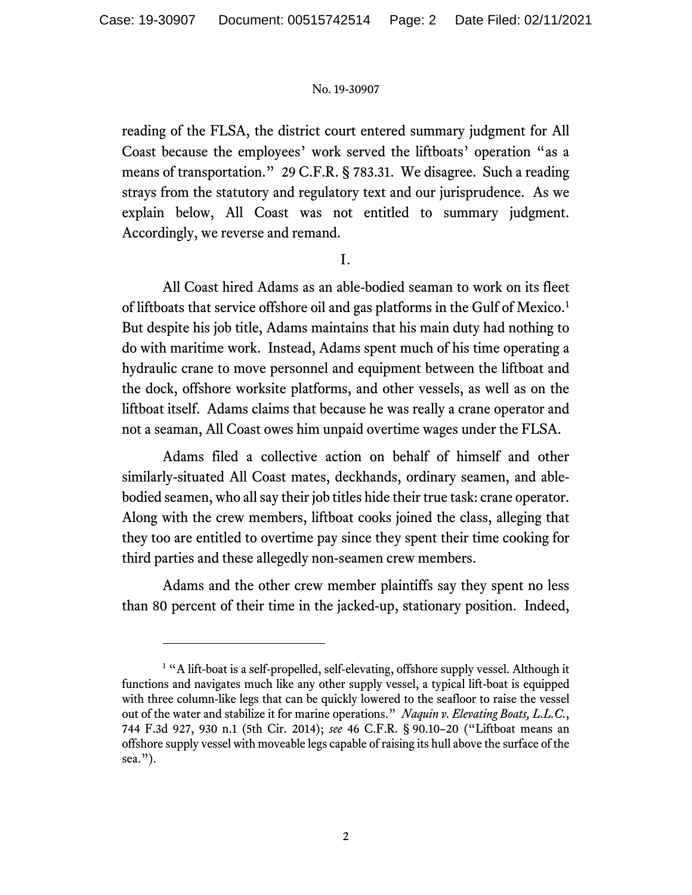reading of the FLSA, the district court entered summary judgment for All Coast because the employees' work served the liftboats' operation "as a means of transportation." 29 C.F.R. § 783.31. We disagree. Such a reading strays from the statutory and regulatory text and our jurisprudence. As we explain below, All Coast was not entitled to summary judgment. Accordingly, we reverse and remand.

I.

All Coast hired Adams as an able-bodied seaman to work on its fleet of liftboats that service offshore oil and gas platforms in the Gulf of Mexico.[1] But despite his job title, Adams maintains that his main duty had nothing to do with maritime work. Instead, Adams spent much of his time operating a hydraulic crane to move personnel and equipment between the liftboat and the dock, offshore worksite platforms, and other vessels, as well as on the liftboat itself. Adams claims that because he was really a crane operator and not a seaman, All Coast owes him unpaid overtime wages under the FLSA.

Adams filed a collective action on behalf of himself and other similarly-situated All Coast mates, deckhands, ordinary seamen, and able-bodied seamen, who all say their job titles hide their true task: crane operator. Along with the crew members, liftboat cooks joined the class, alleging that they too are entitled to overtime pay since they spent their time cooking for third parties and these allegedly non-seamen crew members.

Adams and the other crew member plaintiffs say they spent no less than 80 percent of their time in the jacked-up, stationary position. Indeed,

---

[1] "A lift-boat is a self-propelled, self-elevating, offshore supply vessel. Although it functions and navigates much like any other supply vessel, a typical lift-boat is equipped with three column-like legs that can be quickly lowered to the seafloor to raise the vessel out of the water and stabilize it for marine operations." *Naquin v. Elevating Boats, L.L.C.*, 744 F.3d 927, 930 n.1 (5th Cir. 2014); *see* 46 C.F.R. § 90.10–20 ("Liftboat means an offshore supply vessel with moveable legs capable of raising its hull above the surface of the sea.").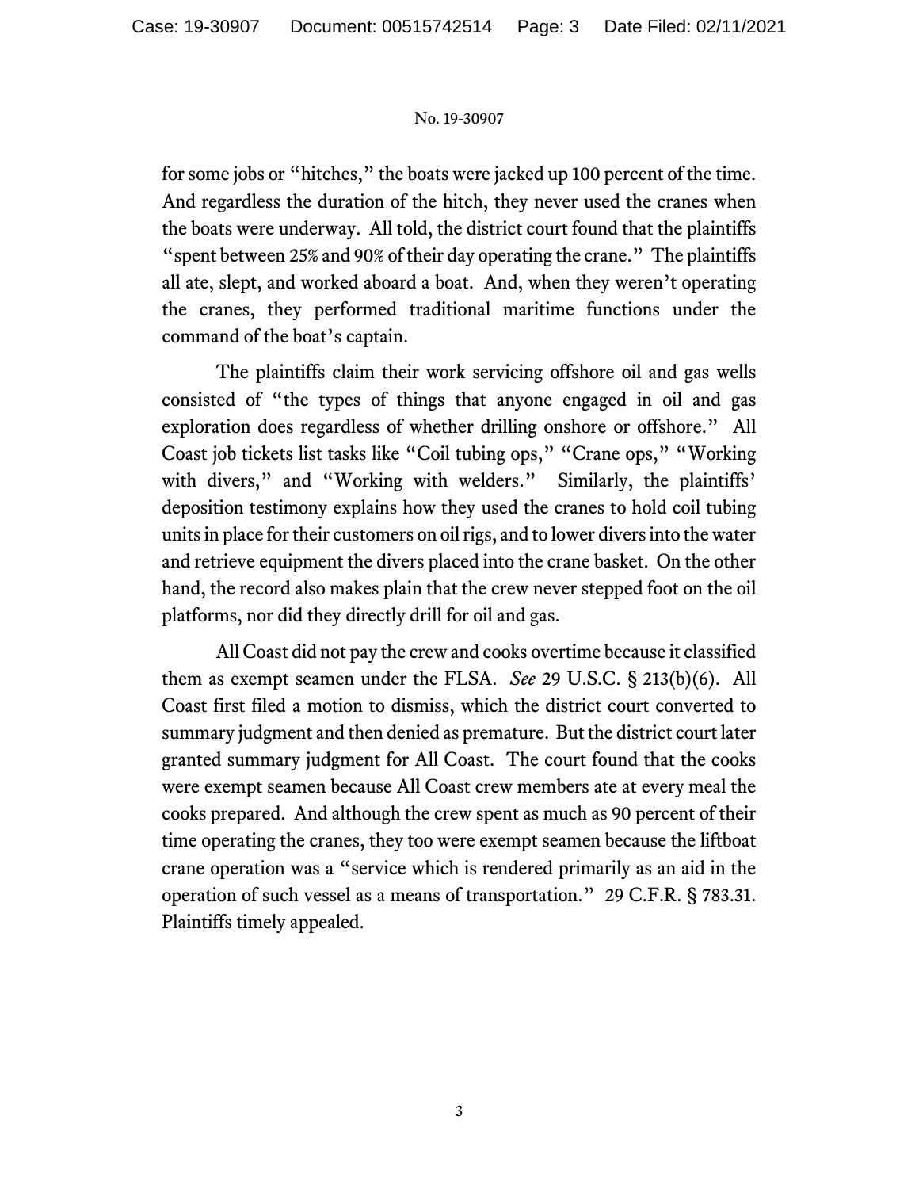for some jobs or "hitches," the boats were jacked up 100 percent of the time. And regardless the duration of the hitch, they never used the cranes when the boats were underway. All told, the district court found that the plaintiffs "spent between 25% and 90% of their day operating the crane." The plaintiffs all ate, slept, and worked aboard a boat. And, when they weren't operating the cranes, they performed traditional maritime functions under the command of the boat's captain.

The plaintiffs claim their work servicing offshore oil and gas wells consisted of "the types of things that anyone engaged in oil and gas exploration does regardless of whether drilling onshore or offshore." All Coast job tickets list tasks like "Coil tubing ops," "Crane ops," "Working with divers," and "Working with welders." Similarly, the plaintiffs' deposition testimony explains how they used the cranes to hold coil tubing units in place for their customers on oil rigs, and to lower divers into the water and retrieve equipment the divers placed into the crane basket. On the other hand, the record also makes plain that the crew never stepped foot on the oil platforms, nor did they directly drill for oil and gas.

All Coast did not pay the crew and cooks overtime because it classified them as exempt seamen under the FLSA. *See* 29 U.S.C. § 213(b)(6). All Coast first filed a motion to dismiss, which the district court converted to summary judgment and then denied as premature. But the district court later granted summary judgment for All Coast. The court found that the cooks were exempt seamen because All Coast crew members ate at every meal the cooks prepared. And although the crew spent as much as 90 percent of their time operating the cranes, they too were exempt seamen because the liftboat crane operation was a "service which is rendered primarily as an aid in the operation of such vessel as a means of transportation." 29 C.F.R. § 783.31. Plaintiffs timely appealed.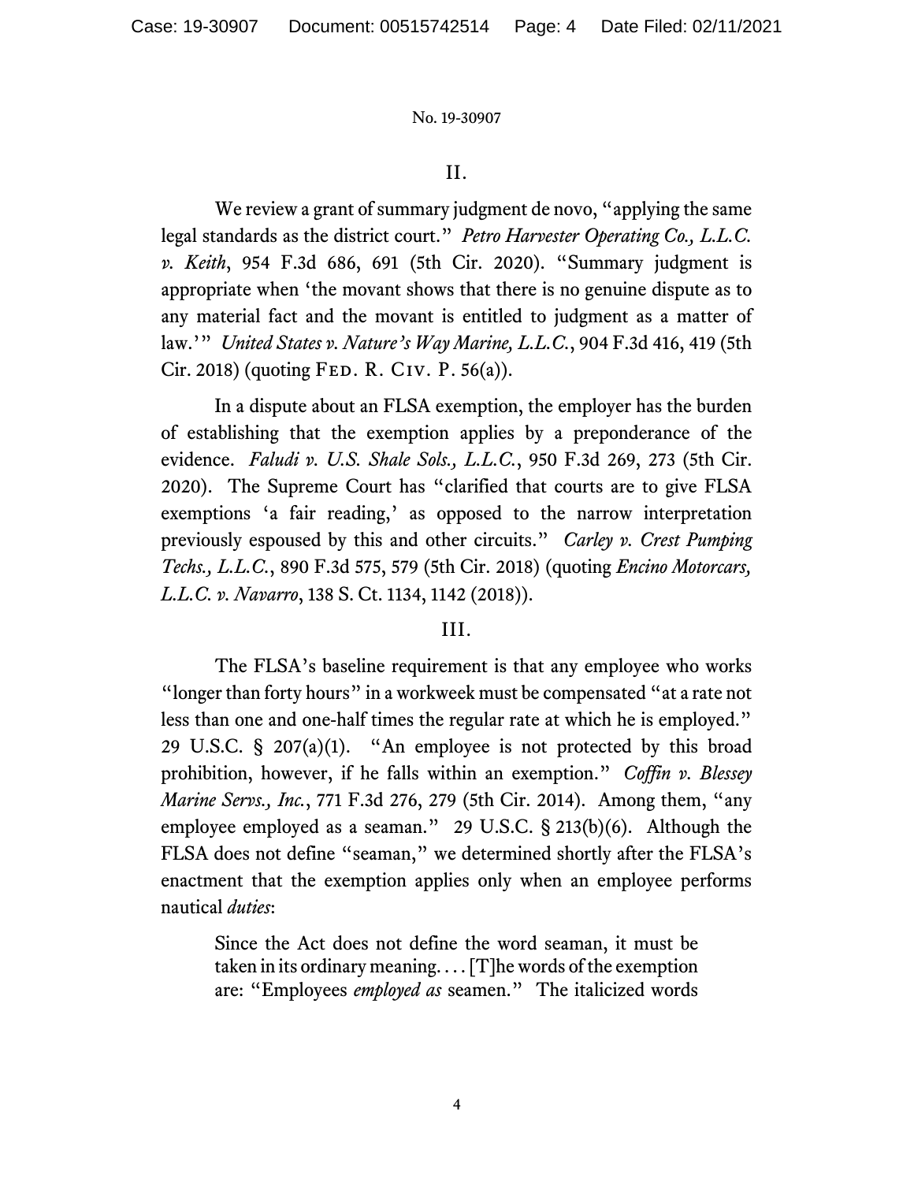## II.

We review a grant of summary judgment de novo, "applying the same legal standards as the district court." *Petro Harvester Operating Co., L.L.C. v. Keith*, 954 F.3d 686, 691 (5th Cir. 2020). "Summary judgment is appropriate when 'the movant shows that there is no genuine dispute as to any material fact and the movant is entitled to judgment as a matter of law.'" *United States v. Nature's Way Marine, L.L.C.*, 904 F.3d 416, 419 (5th Cir. 2018) (quoting Fed. R. Civ. P. 56(a)).

In a dispute about an FLSA exemption, the employer has the burden of establishing that the exemption applies by a preponderance of the evidence. *Faludi v. U.S. Shale Sols., L.L.C.*, 950 F.3d 269, 273 (5th Cir. 2020). The Supreme Court has "clarified that courts are to give FLSA exemptions 'a fair reading,' as opposed to the narrow interpretation previously espoused by this and other circuits." *Carley v. Crest Pumping Techs., L.L.C.*, 890 F.3d 575, 579 (5th Cir. 2018) (quoting *Encino Motorcars, L.L.C. v. Navarro*, 138 S. Ct. 1134, 1142 (2018)).

## III.

The FLSA's baseline requirement is that any employee who works "longer than forty hours" in a workweek must be compensated "at a rate not less than one and one-half times the regular rate at which he is employed." 29 U.S.C. § 207(a)(1). "An employee is not protected by this broad prohibition, however, if he falls within an exemption." *Coffin v. Blessey Marine Servs., Inc.*, 771 F.3d 276, 279 (5th Cir. 2014). Among them, "any employee employed as a seaman." 29 U.S.C. § 213(b)(6). Although the FLSA does not define "seaman," we determined shortly after the FLSA's enactment that the exemption applies only when an employee performs nautical *duties*:

> Since the Act does not define the word seaman, it must be taken in its ordinary meaning. . . . [T]he words of the exemption are: "Employees *employed as* seamen." The italicized words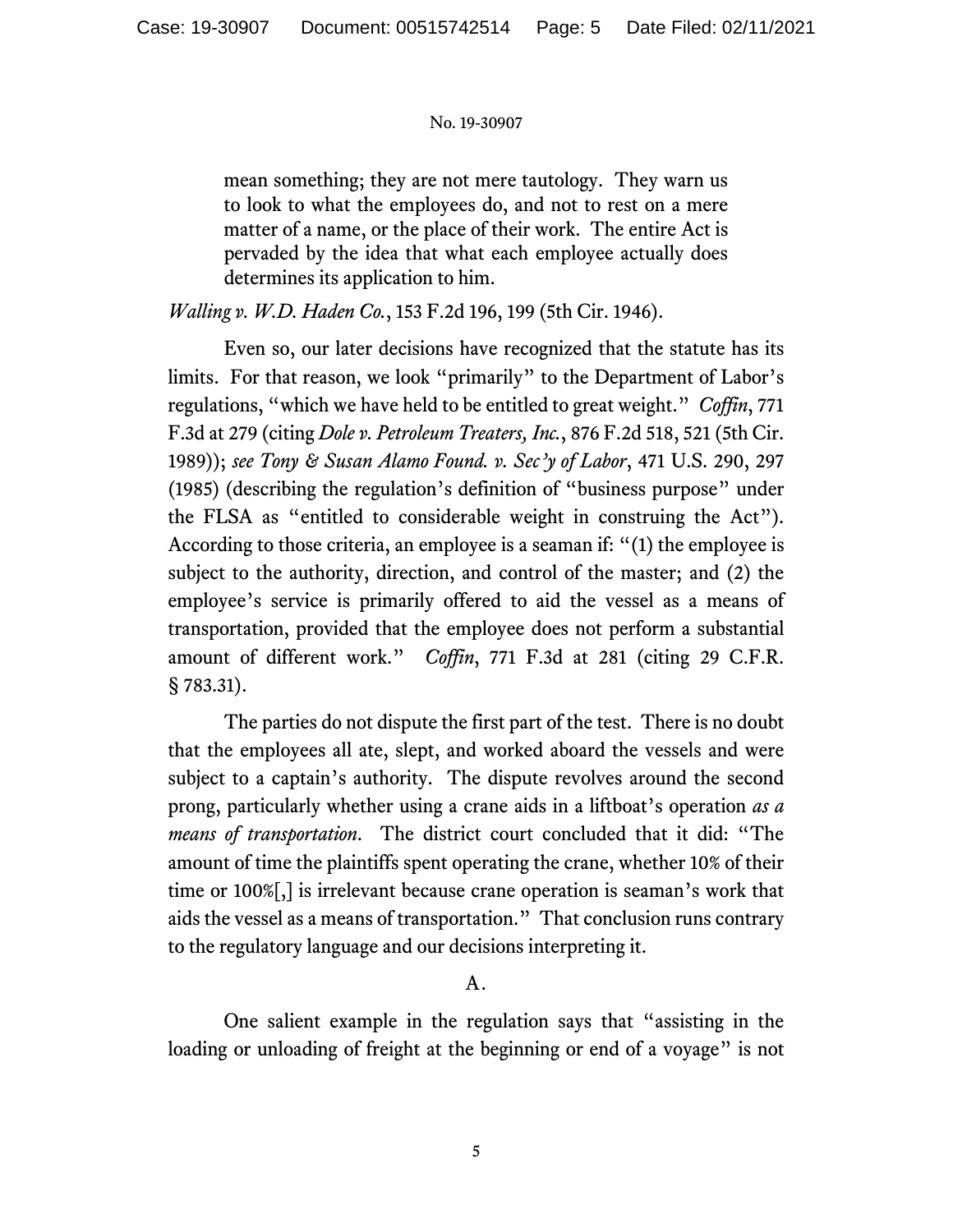> mean something; they are not mere tautology. They warn us to look to what the employees do, and not to rest on a mere matter of a name, or the place of their work. The entire Act is pervaded by the idea that what each employee actually does determines its application to him.

*Walling v. W.D. Haden Co.*, 153 F.2d 196, 199 (5th Cir. 1946).

Even so, our later decisions have recognized that the statute has its limits. For that reason, we look "primarily" to the Department of Labor's regulations, "which we have held to be entitled to great weight." *Coffin*, 771 F.3d at 279 (citing *Dole v. Petroleum Treaters, Inc.*, 876 F.2d 518, 521 (5th Cir. 1989)); *see Tony & Susan Alamo Found. v. Sec'y of Labor*, 471 U.S. 290, 297 (1985) (describing the regulation's definition of "business purpose" under the FLSA as "entitled to considerable weight in construing the Act"). According to those criteria, an employee is a seaman if: "(1) the employee is subject to the authority, direction, and control of the master; and (2) the employee's service is primarily offered to aid the vessel as a means of transportation, provided that the employee does not perform a substantial amount of different work." *Coffin*, 771 F.3d at 281 (citing 29 C.F.R. § 783.31).

The parties do not dispute the first part of the test. There is no doubt that the employees all ate, slept, and worked aboard the vessels and were subject to a captain's authority. The dispute revolves around the second prong, particularly whether using a crane aids in a liftboat's operation *as a means of transportation*. The district court concluded that it did: "The amount of time the plaintiffs spent operating the crane, whether 10% of their time or 100%[,] is irrelevant because crane operation is seaman's work that aids the vessel as a means of transportation." That conclusion runs contrary to the regulatory language and our decisions interpreting it.

## A.

One salient example in the regulation says that "assisting in the loading or unloading of freight at the beginning or end of a voyage" is not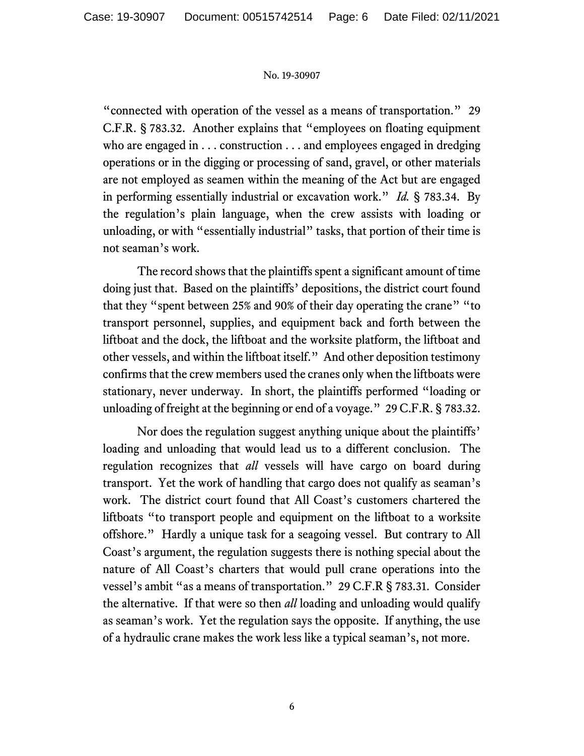"connected with operation of the vessel as a means of transportation." 29 C.F.R. § 783.32. Another explains that "employees on floating equipment who are engaged in . . . construction . . . and employees engaged in dredging operations or in the digging or processing of sand, gravel, or other materials are not employed as seamen within the meaning of the Act but are engaged in performing essentially industrial or excavation work." *Id.* § 783.34. By the regulation's plain language, when the crew assists with loading or unloading, or with "essentially industrial" tasks, that portion of their time is not seaman's work.

The record shows that the plaintiffs spent a significant amount of time doing just that. Based on the plaintiffs' depositions, the district court found that they "spent between 25% and 90% of their day operating the crane" "to transport personnel, supplies, and equipment back and forth between the liftboat and the dock, the liftboat and the worksite platform, the liftboat and other vessels, and within the liftboat itself." And other deposition testimony confirms that the crew members used the cranes only when the liftboats were stationary, never underway. In short, the plaintiffs performed "loading or unloading of freight at the beginning or end of a voyage." 29 C.F.R. § 783.32.

Nor does the regulation suggest anything unique about the plaintiffs' loading and unloading that would lead us to a different conclusion. The regulation recognizes that *all* vessels will have cargo on board during transport. Yet the work of handling that cargo does not qualify as seaman's work. The district court found that All Coast's customers chartered the liftboats "to transport people and equipment on the liftboat to a worksite offshore." Hardly a unique task for a seagoing vessel. But contrary to All Coast's argument, the regulation suggests there is nothing special about the nature of All Coast's charters that would pull crane operations into the vessel's ambit "as a means of transportation." 29 C.F.R § 783.31. Consider the alternative. If that were so then *all* loading and unloading would qualify as seaman's work. Yet the regulation says the opposite. If anything, the use of a hydraulic crane makes the work less like a typical seaman's, not more.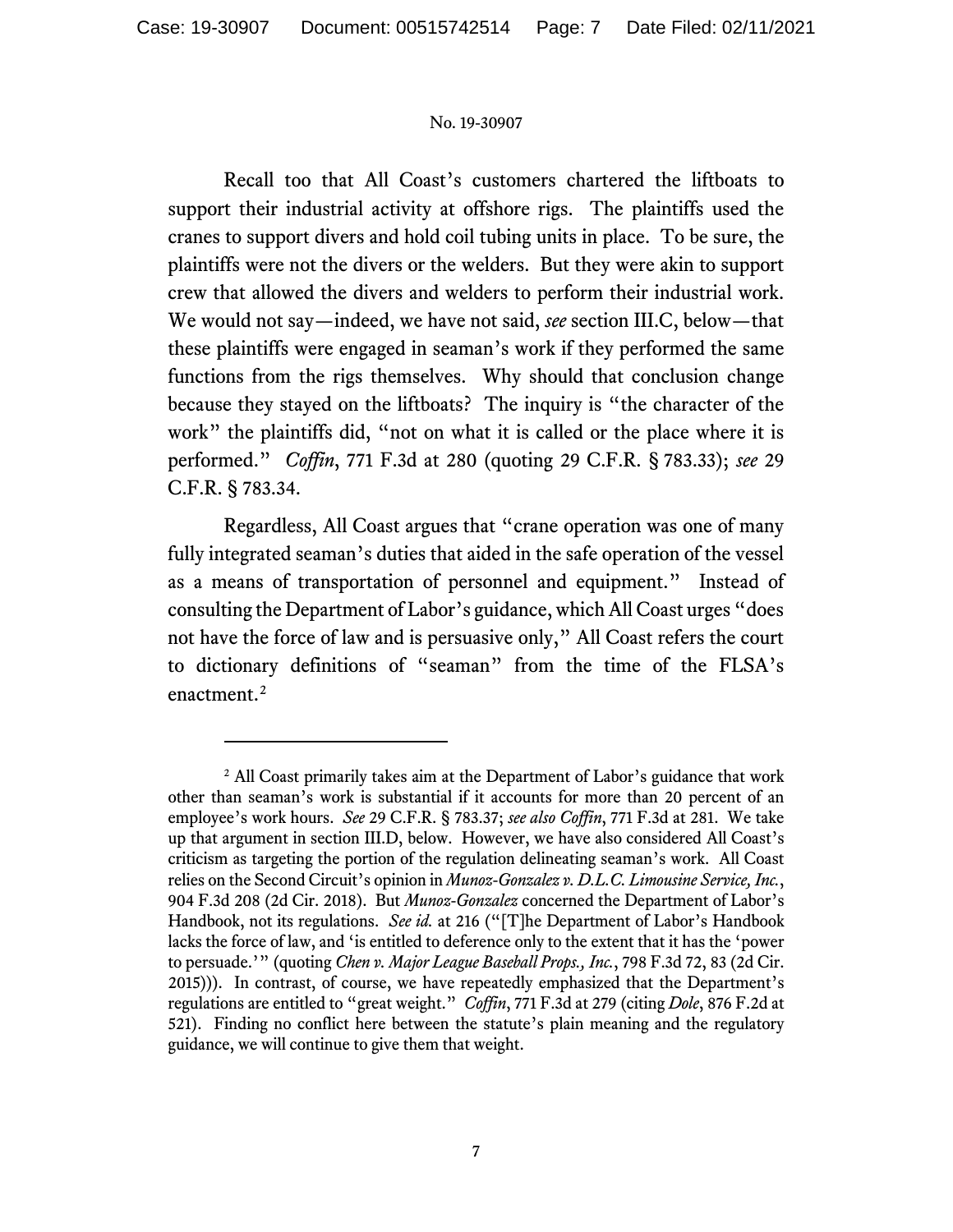Recall too that All Coast's customers chartered the liftboats to support their industrial activity at offshore rigs. The plaintiffs used the cranes to support divers and hold coil tubing units in place. To be sure, the plaintiffs were not the divers or the welders. But they were akin to support crew that allowed the divers and welders to perform their industrial work. We would not say—indeed, we have not said, *see* section III.C, below—that these plaintiffs were engaged in seaman's work if they performed the same functions from the rigs themselves. Why should that conclusion change because they stayed on the liftboats? The inquiry is "the character of the work" the plaintiffs did, "not on what it is called or the place where it is performed." *Coffin*, 771 F.3d at 280 (quoting 29 C.F.R. § 783.33); *see* 29 C.F.R. § 783.34.

Regardless, All Coast argues that "crane operation was one of many fully integrated seaman's duties that aided in the safe operation of the vessel as a means of transportation of personnel and equipment." Instead of consulting the Department of Labor's guidance, which All Coast urges "does not have the force of law and is persuasive only," All Coast refers the court to dictionary definitions of "seaman" from the time of the FLSA's enactment.[2]

---

[2] All Coast primarily takes aim at the Department of Labor's guidance that work other than seaman's work is substantial if it accounts for more than 20 percent of an employee's work hours. *See* 29 C.F.R. § 783.37; *see also Coffin*, 771 F.3d at 281. We take up that argument in section III.D, below. However, we have also considered All Coast's criticism as targeting the portion of the regulation delineating seaman's work. All Coast relies on the Second Circuit's opinion in *Munoz-Gonzalez v. D.L.C. Limousine Service, Inc.*, 904 F.3d 208 (2d Cir. 2018). But *Munoz-Gonzalez* concerned the Department of Labor's Handbook, not its regulations. *See id.* at 216 ("[T]he Department of Labor's Handbook lacks the force of law, and 'is entitled to deference only to the extent that it has the 'power to persuade.'" (quoting *Chen v. Major League Baseball Props., Inc.*, 798 F.3d 72, 83 (2d Cir. 2015))). In contrast, of course, we have repeatedly emphasized that the Department's regulations are entitled to "great weight." *Coffin*, 771 F.3d at 279 (citing *Dole*, 876 F.2d at 521). Finding no conflict here between the statute's plain meaning and the regulatory guidance, we will continue to give them that weight.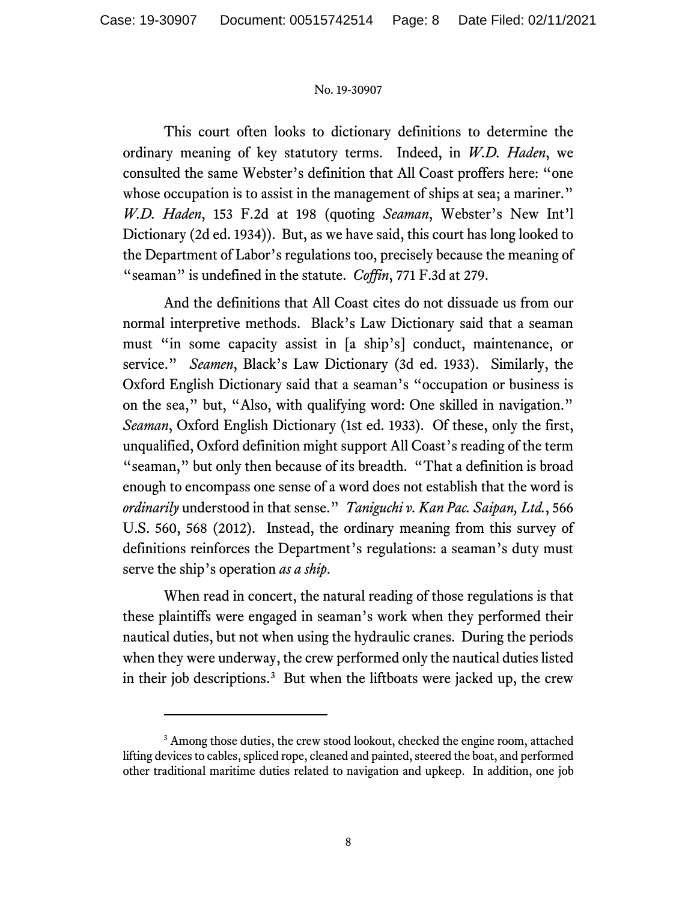This court often looks to dictionary definitions to determine the ordinary meaning of key statutory terms. Indeed, in *W.D. Haden*, we consulted the same Webster's definition that All Coast proffers here: "one whose occupation is to assist in the management of ships at sea; a mariner." *W.D. Haden*, 153 F.2d at 198 (quoting *Seaman*, Webster's New Int'l Dictionary (2d ed. 1934)). But, as we have said, this court has long looked to the Department of Labor's regulations too, precisely because the meaning of "seaman" is undefined in the statute. *Coffin*, 771 F.3d at 279.

And the definitions that All Coast cites do not dissuade us from our normal interpretive methods. Black's Law Dictionary said that a seaman must "in some capacity assist in [a ship's] conduct, maintenance, or service." *Seamen*, Black's Law Dictionary (3d ed. 1933). Similarly, the Oxford English Dictionary said that a seaman's "occupation or business is on the sea," but, "Also, with qualifying word: One skilled in navigation." *Seaman*, Oxford English Dictionary (1st ed. 1933). Of these, only the first, unqualified, Oxford definition might support All Coast's reading of the term "seaman," but only then because of its breadth. "That a definition is broad enough to encompass one sense of a word does not establish that the word is *ordinarily* understood in that sense." *Taniguchi v. Kan Pac. Saipan, Ltd.*, 566 U.S. 560, 568 (2012). Instead, the ordinary meaning from this survey of definitions reinforces the Department's regulations: a seaman's duty must serve the ship's operation *as a ship*.

When read in concert, the natural reading of those regulations is that these plaintiffs were engaged in seaman's work when they performed their nautical duties, but not when using the hydraulic cranes. During the periods when they were underway, the crew performed only the nautical duties listed in their job descriptions.[3] But when the liftboats were jacked up, the crew

---

[3] Among those duties, the crew stood lookout, checked the engine room, attached lifting devices to cables, spliced rope, cleaned and painted, steered the boat, and performed other traditional maritime duties related to navigation and upkeep. In addition, one job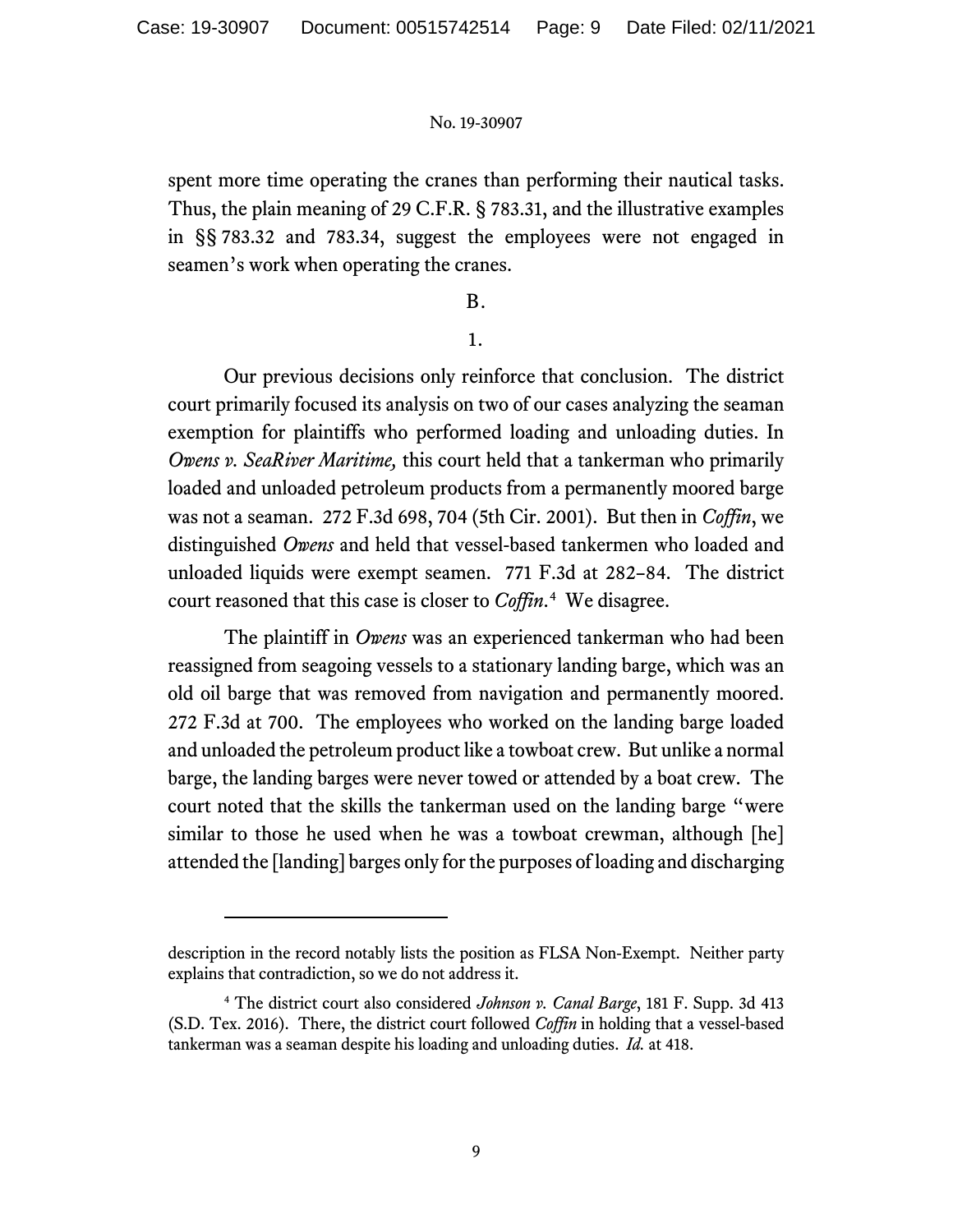spent more time operating the cranes than performing their nautical tasks. Thus, the plain meaning of 29 C.F.R. § 783.31, and the illustrative examples in §§ 783.32 and 783.34, suggest the employees were not engaged in seamen's work when operating the cranes.

B.

1.

Our previous decisions only reinforce that conclusion. The district court primarily focused its analysis on two of our cases analyzing the seaman exemption for plaintiffs who performed loading and unloading duties. In *Owens v. SeaRiver Maritime,* this court held that a tankerman who primarily loaded and unloaded petroleum products from a permanently moored barge was not a seaman. 272 F.3d 698, 704 (5th Cir. 2001). But then in *Coffin*, we distinguished *Owens* and held that vessel-based tankermen who loaded and unloaded liquids were exempt seamen. 771 F.3d at 282–84. The district court reasoned that this case is closer to *Coffin*.[4] We disagree.

The plaintiff in *Owens* was an experienced tankerman who had been reassigned from seagoing vessels to a stationary landing barge, which was an old oil barge that was removed from navigation and permanently moored. 272 F.3d at 700. The employees who worked on the landing barge loaded and unloaded the petroleum product like a towboat crew. But unlike a normal barge, the landing barges were never towed or attended by a boat crew. The court noted that the skills the tankerman used on the landing barge "were similar to those he used when he was a towboat crewman, although [he] attended the [landing] barges only for the purposes of loading and discharging

---

description in the record notably lists the position as FLSA Non-Exempt. Neither party explains that contradiction, so we do not address it.

[4] The district court also considered *Johnson v. Canal Barge*, 181 F. Supp. 3d 413 (S.D. Tex. 2016). There, the district court followed *Coffin* in holding that a vessel-based tankerman was a seaman despite his loading and unloading duties. *Id.* at 418.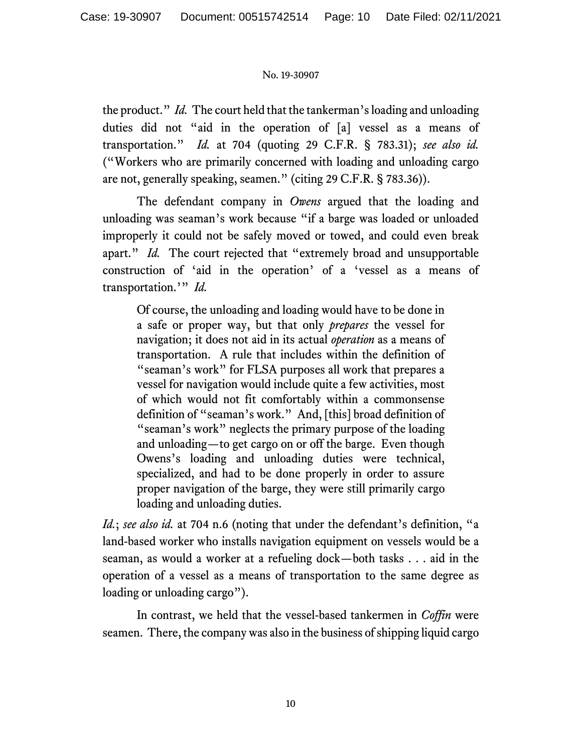the product." *Id.* The court held that the tankerman's loading and unloading duties did not "aid in the operation of [a] vessel as a means of transportation." *Id.* at 704 (quoting 29 C.F.R. § 783.31); *see also id.* ("Workers who are primarily concerned with loading and unloading cargo are not, generally speaking, seamen." (citing 29 C.F.R. § 783.36)).

The defendant company in *Owens* argued that the loading and unloading was seaman's work because "if a barge was loaded or unloaded improperly it could not be safely moved or towed, and could even break apart." *Id.* The court rejected that "extremely broad and unsupportable construction of 'aid in the operation' of a 'vessel as a means of transportation.'" *Id.*

> Of course, the unloading and loading would have to be done in a safe or proper way, but that only *prepares* the vessel for navigation; it does not aid in its actual *operation* as a means of transportation. A rule that includes within the definition of "seaman's work" for FLSA purposes all work that prepares a vessel for navigation would include quite a few activities, most of which would not fit comfortably within a commonsense definition of "seaman's work." And, [this] broad definition of "seaman's work" neglects the primary purpose of the loading and unloading—to get cargo on or off the barge. Even though Owens's loading and unloading duties were technical, specialized, and had to be done properly in order to assure proper navigation of the barge, they were still primarily cargo loading and unloading duties.

*Id.*; *see also id.* at 704 n.6 (noting that under the defendant's definition, "a land-based worker who installs navigation equipment on vessels would be a seaman, as would a worker at a refueling dock—both tasks . . . aid in the operation of a vessel as a means of transportation to the same degree as loading or unloading cargo").

In contrast, we held that the vessel-based tankermen in *Coffin* were seamen. There, the company was also in the business of shipping liquid cargo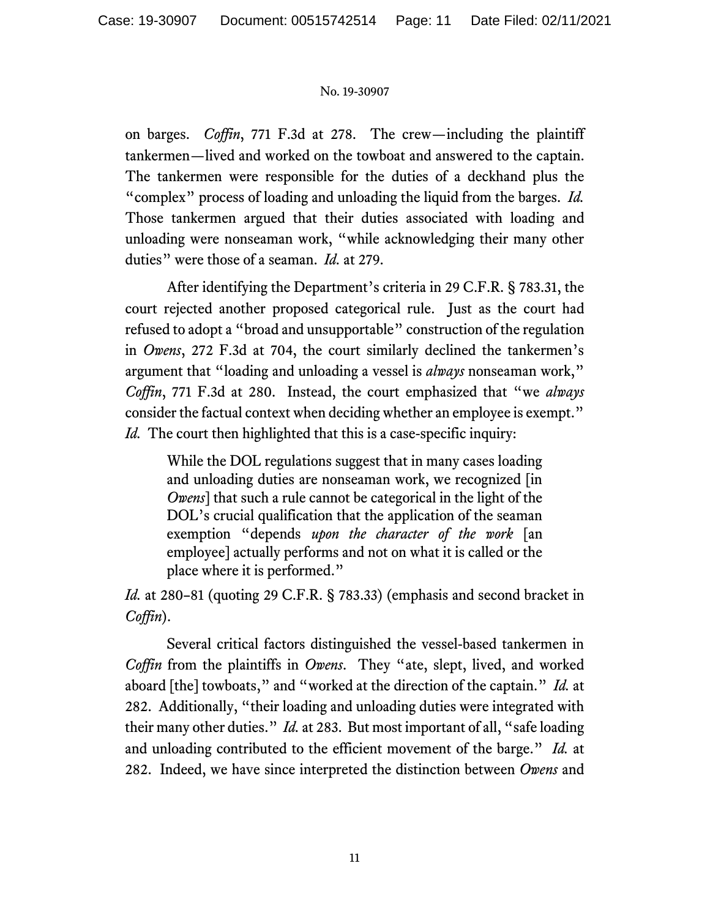on barges. *Coffin*, 771 F.3d at 278. The crew—including the plaintiff tankermen—lived and worked on the towboat and answered to the captain. The tankermen were responsible for the duties of a deckhand plus the "complex" process of loading and unloading the liquid from the barges. *Id.* Those tankermen argued that their duties associated with loading and unloading were nonseaman work, "while acknowledging their many other duties" were those of a seaman. *Id.* at 279.

After identifying the Department's criteria in 29 C.F.R. § 783.31, the court rejected another proposed categorical rule. Just as the court had refused to adopt a "broad and unsupportable" construction of the regulation in *Owens*, 272 F.3d at 704, the court similarly declined the tankermen's argument that "loading and unloading a vessel is *always* nonseaman work," *Coffin*, 771 F.3d at 280. Instead, the court emphasized that "we *always* consider the factual context when deciding whether an employee is exempt." *Id.* The court then highlighted that this is a case-specific inquiry:

> While the DOL regulations suggest that in many cases loading and unloading duties are nonseaman work, we recognized [in *Owens*] that such a rule cannot be categorical in the light of the DOL's crucial qualification that the application of the seaman exemption "depends *upon the character of the work* [an employee] actually performs and not on what it is called or the place where it is performed."

*Id.* at 280–81 (quoting 29 C.F.R. § 783.33) (emphasis and second bracket in *Coffin*).

Several critical factors distinguished the vessel-based tankermen in *Coffin* from the plaintiffs in *Owens*. They "ate, slept, lived, and worked aboard [the] towboats," and "worked at the direction of the captain." *Id.* at 282. Additionally, "their loading and unloading duties were integrated with their many other duties." *Id.* at 283. But most important of all, "safe loading and unloading contributed to the efficient movement of the barge." *Id.* at 282. Indeed, we have since interpreted the distinction between *Owens* and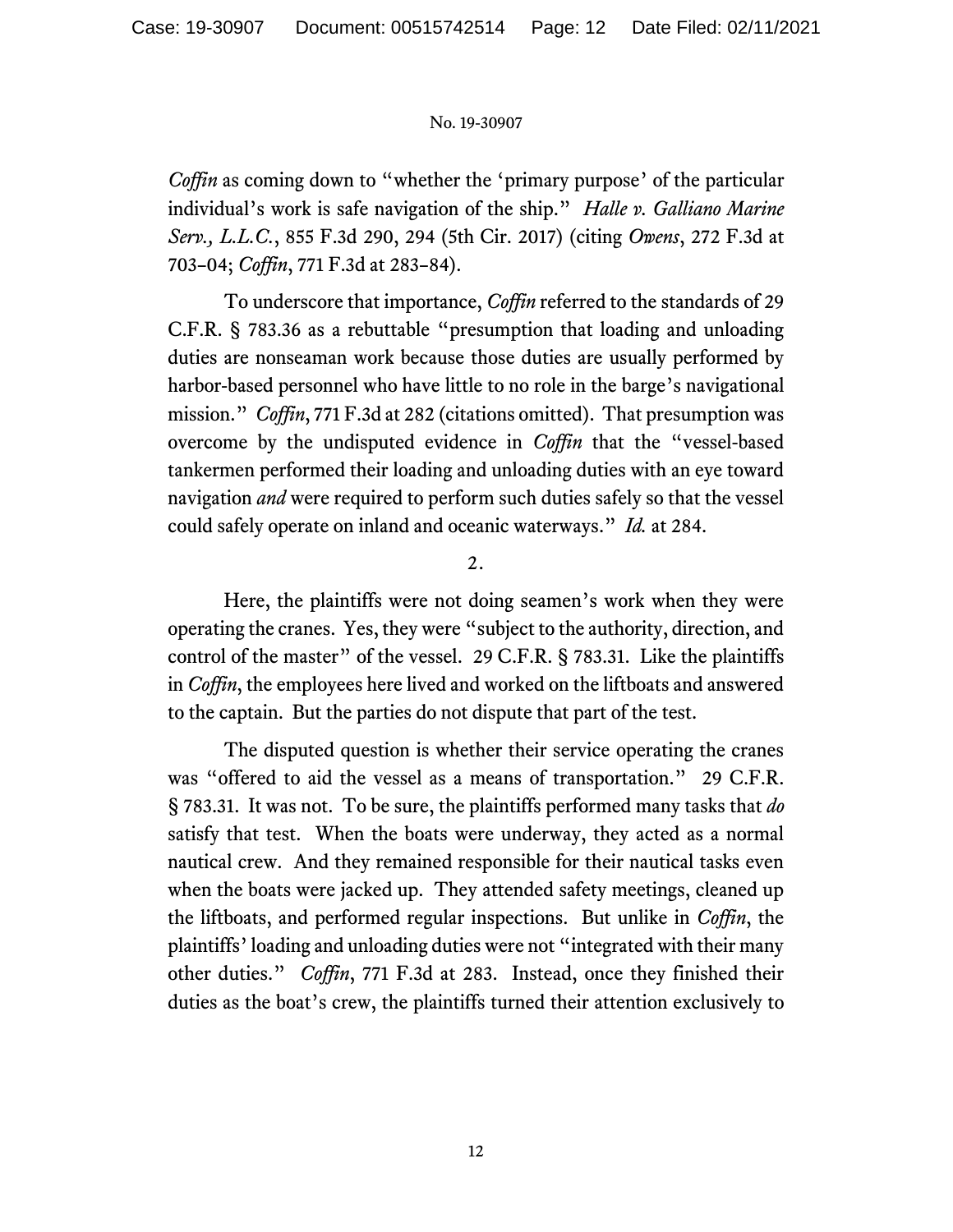*Coffin* as coming down to "whether the 'primary purpose' of the particular individual's work is safe navigation of the ship." *Halle v. Galliano Marine Serv., L.L.C.*, 855 F.3d 290, 294 (5th Cir. 2017) (citing *Owens*, 272 F.3d at 703–04; *Coffin*, 771 F.3d at 283–84).

To underscore that importance, *Coffin* referred to the standards of 29 C.F.R. § 783.36 as a rebuttable "presumption that loading and unloading duties are nonseaman work because those duties are usually performed by harbor-based personnel who have little to no role in the barge's navigational mission." *Coffin*, 771 F.3d at 282 (citations omitted). That presumption was overcome by the undisputed evidence in *Coffin* that the "vessel-based tankermen performed their loading and unloading duties with an eye toward navigation *and* were required to perform such duties safely so that the vessel could safely operate on inland and oceanic waterways." *Id.* at 284.

2.

Here, the plaintiffs were not doing seamen's work when they were operating the cranes. Yes, they were "subject to the authority, direction, and control of the master" of the vessel. 29 C.F.R. § 783.31. Like the plaintiffs in *Coffin*, the employees here lived and worked on the liftboats and answered to the captain. But the parties do not dispute that part of the test.

The disputed question is whether their service operating the cranes was "offered to aid the vessel as a means of transportation." 29 C.F.R. § 783.31. It was not. To be sure, the plaintiffs performed many tasks that *do* satisfy that test. When the boats were underway, they acted as a normal nautical crew. And they remained responsible for their nautical tasks even when the boats were jacked up. They attended safety meetings, cleaned up the liftboats, and performed regular inspections. But unlike in *Coffin*, the plaintiffs' loading and unloading duties were not "integrated with their many other duties." *Coffin*, 771 F.3d at 283. Instead, once they finished their duties as the boat's crew, the plaintiffs turned their attention exclusively to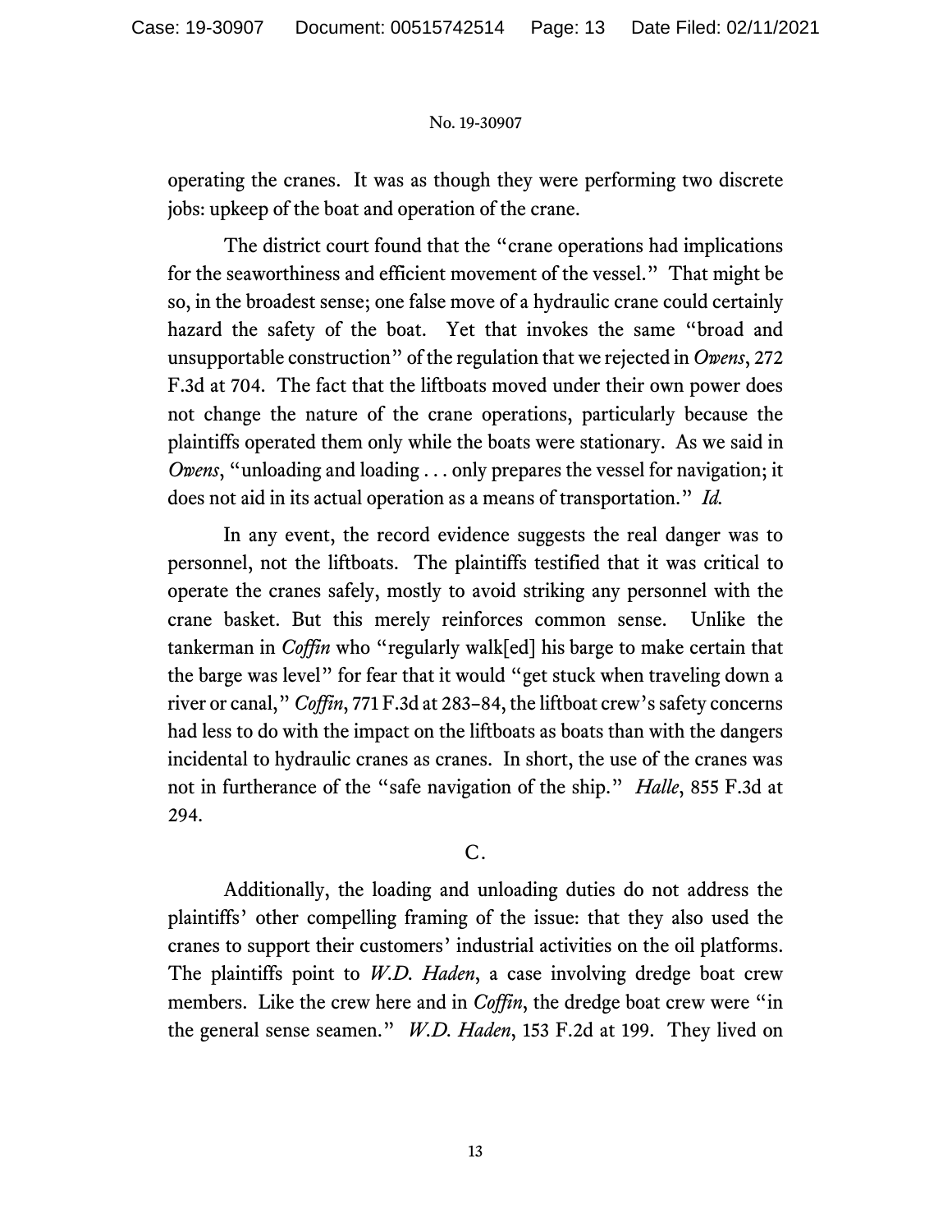operating the cranes. It was as though they were performing two discrete jobs: upkeep of the boat and operation of the crane.

The district court found that the "crane operations had implications for the seaworthiness and efficient movement of the vessel." That might be so, in the broadest sense; one false move of a hydraulic crane could certainly hazard the safety of the boat. Yet that invokes the same "broad and unsupportable construction" of the regulation that we rejected in *Owens*, 272 F.3d at 704. The fact that the liftboats moved under their own power does not change the nature of the crane operations, particularly because the plaintiffs operated them only while the boats were stationary. As we said in *Owens*, "unloading and loading . . . only prepares the vessel for navigation; it does not aid in its actual operation as a means of transportation." *Id.*

In any event, the record evidence suggests the real danger was to personnel, not the liftboats. The plaintiffs testified that it was critical to operate the cranes safely, mostly to avoid striking any personnel with the crane basket. But this merely reinforces common sense. Unlike the tankerman in *Coffin* who "regularly walk[ed] his barge to make certain that the barge was level" for fear that it would "get stuck when traveling down a river or canal," *Coffin*, 771 F.3d at 283–84, the liftboat crew's safety concerns had less to do with the impact on the liftboats as boats than with the dangers incidental to hydraulic cranes as cranes. In short, the use of the cranes was not in furtherance of the "safe navigation of the ship." *Halle*, 855 F.3d at 294.

C.

Additionally, the loading and unloading duties do not address the plaintiffs' other compelling framing of the issue: that they also used the cranes to support their customers' industrial activities on the oil platforms. The plaintiffs point to *W.D. Haden*, a case involving dredge boat crew members. Like the crew here and in *Coffin*, the dredge boat crew were "in the general sense seamen." *W.D. Haden*, 153 F.2d at 199. They lived on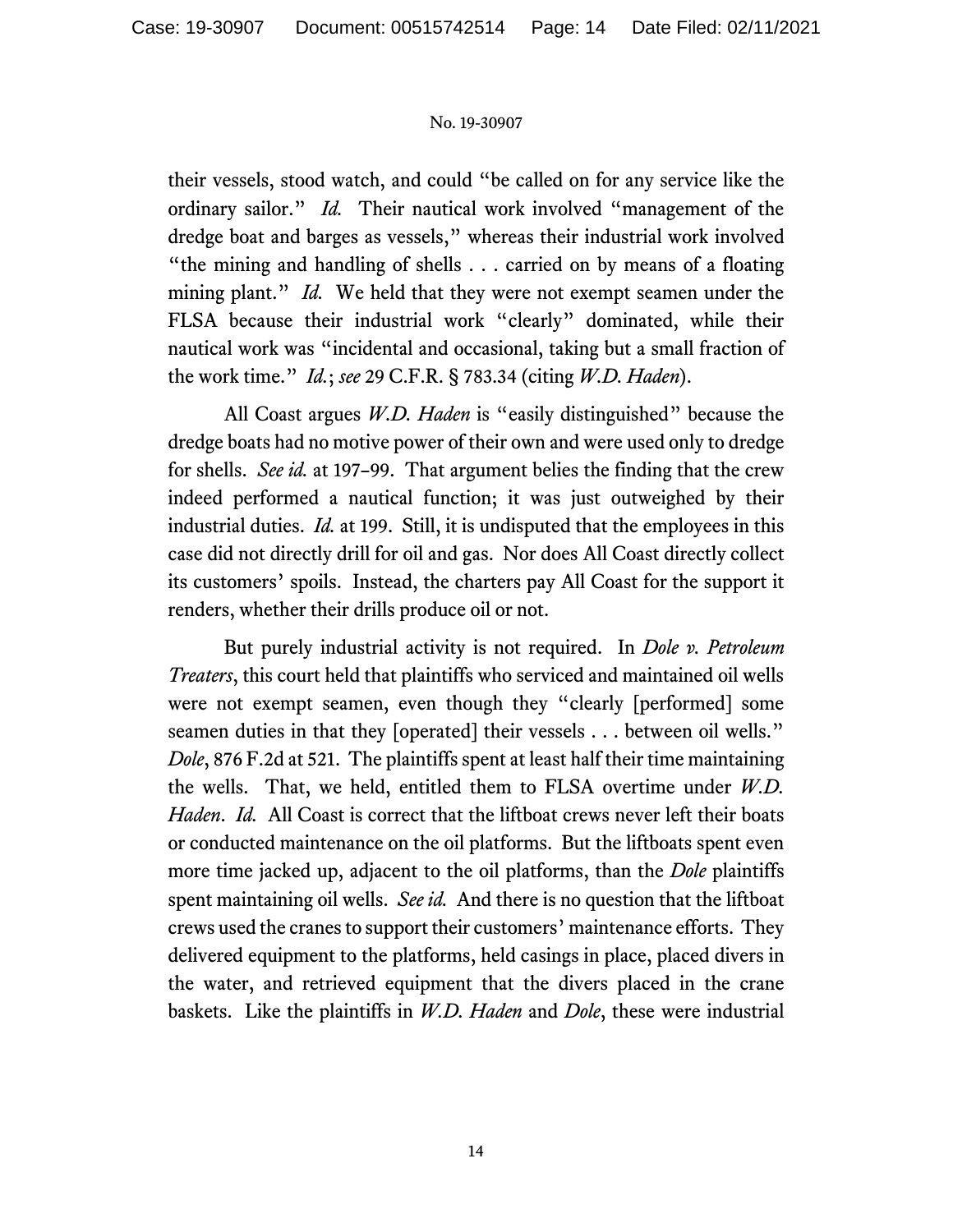their vessels, stood watch, and could "be called on for any service like the ordinary sailor." *Id.* Their nautical work involved "management of the dredge boat and barges as vessels," whereas their industrial work involved "the mining and handling of shells . . . carried on by means of a floating mining plant." *Id.* We held that they were not exempt seamen under the FLSA because their industrial work "clearly" dominated, while their nautical work was "incidental and occasional, taking but a small fraction of the work time." *Id.*; *see* 29 C.F.R. § 783.34 (citing *W.D. Haden*).

All Coast argues *W.D. Haden* is "easily distinguished" because the dredge boats had no motive power of their own and were used only to dredge for shells. *See id.* at 197–99. That argument belies the finding that the crew indeed performed a nautical function; it was just outweighed by their industrial duties. *Id.* at 199. Still, it is undisputed that the employees in this case did not directly drill for oil and gas. Nor does All Coast directly collect its customers' spoils. Instead, the charters pay All Coast for the support it renders, whether their drills produce oil or not.

But purely industrial activity is not required. In *Dole v. Petroleum Treaters*, this court held that plaintiffs who serviced and maintained oil wells were not exempt seamen, even though they "clearly [performed] some seamen duties in that they [operated] their vessels . . . between oil wells." *Dole*, 876 F.2d at 521. The plaintiffs spent at least half their time maintaining the wells. That, we held, entitled them to FLSA overtime under *W.D. Haden*. *Id.* All Coast is correct that the liftboat crews never left their boats or conducted maintenance on the oil platforms. But the liftboats spent even more time jacked up, adjacent to the oil platforms, than the *Dole* plaintiffs spent maintaining oil wells. *See id.* And there is no question that the liftboat crews used the cranes to support their customers' maintenance efforts. They delivered equipment to the platforms, held casings in place, placed divers in the water, and retrieved equipment that the divers placed in the crane baskets. Like the plaintiffs in *W.D. Haden* and *Dole*, these were industrial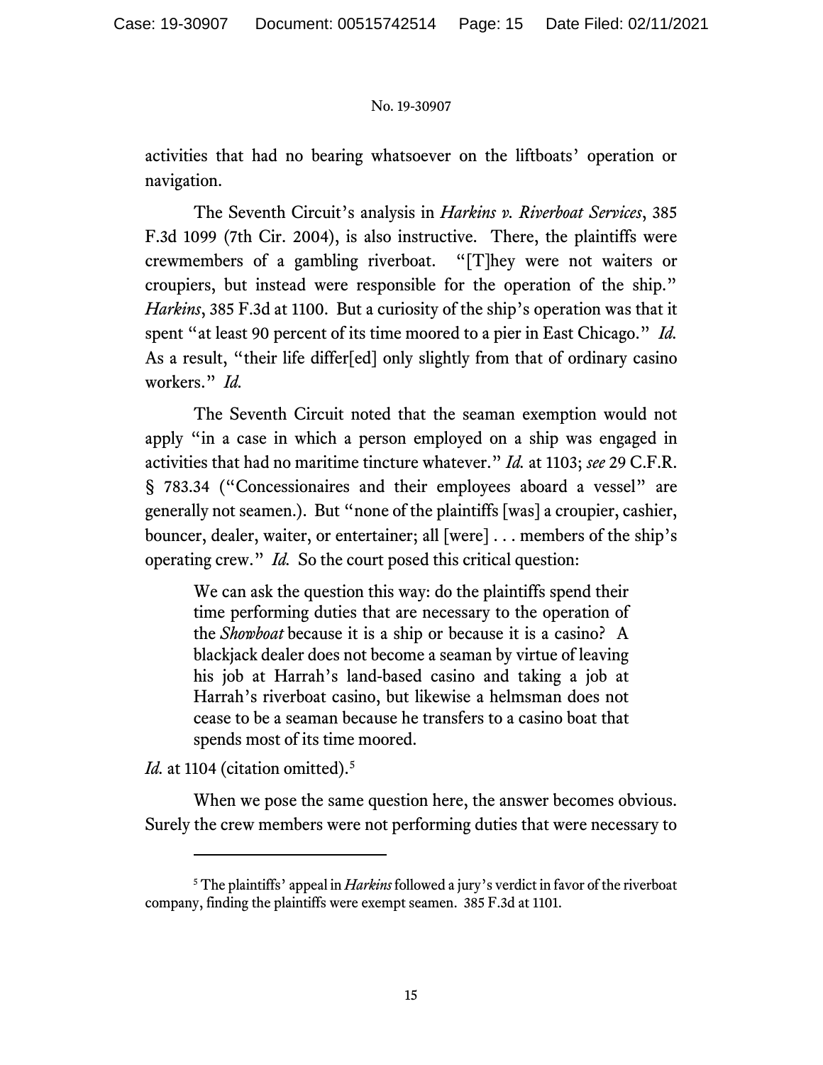activities that had no bearing whatsoever on the liftboats' operation or navigation.

The Seventh Circuit's analysis in *Harkins v. Riverboat Services*, 385 F.3d 1099 (7th Cir. 2004), is also instructive. There, the plaintiffs were crewmembers of a gambling riverboat. "[T]hey were not waiters or croupiers, but instead were responsible for the operation of the ship." *Harkins*, 385 F.3d at 1100. But a curiosity of the ship's operation was that it spent "at least 90 percent of its time moored to a pier in East Chicago." *Id.* As a result, "their life differ[ed] only slightly from that of ordinary casino workers." *Id.*

The Seventh Circuit noted that the seaman exemption would not apply "in a case in which a person employed on a ship was engaged in activities that had no maritime tincture whatever." *Id.* at 1103; *see* 29 C.F.R. § 783.34 ("Concessionaires and their employees aboard a vessel" are generally not seamen.). But "none of the plaintiffs [was] a croupier, cashier, bouncer, dealer, waiter, or entertainer; all [were] . . . members of the ship's operating crew." *Id.* So the court posed this critical question:

> We can ask the question this way: do the plaintiffs spend their time performing duties that are necessary to the operation of the *Showboat* because it is a ship or because it is a casino? A blackjack dealer does not become a seaman by virtue of leaving his job at Harrah's land-based casino and taking a job at Harrah's riverboat casino, but likewise a helmsman does not cease to be a seaman because he transfers to a casino boat that spends most of its time moored.

*Id.* at 1104 (citation omitted).[5]

When we pose the same question here, the answer becomes obvious. Surely the crew members were not performing duties that were necessary to

[5] The plaintiffs' appeal in *Harkins* followed a jury's verdict in favor of the riverboat company, finding the plaintiffs were exempt seamen. 385 F.3d at 1101.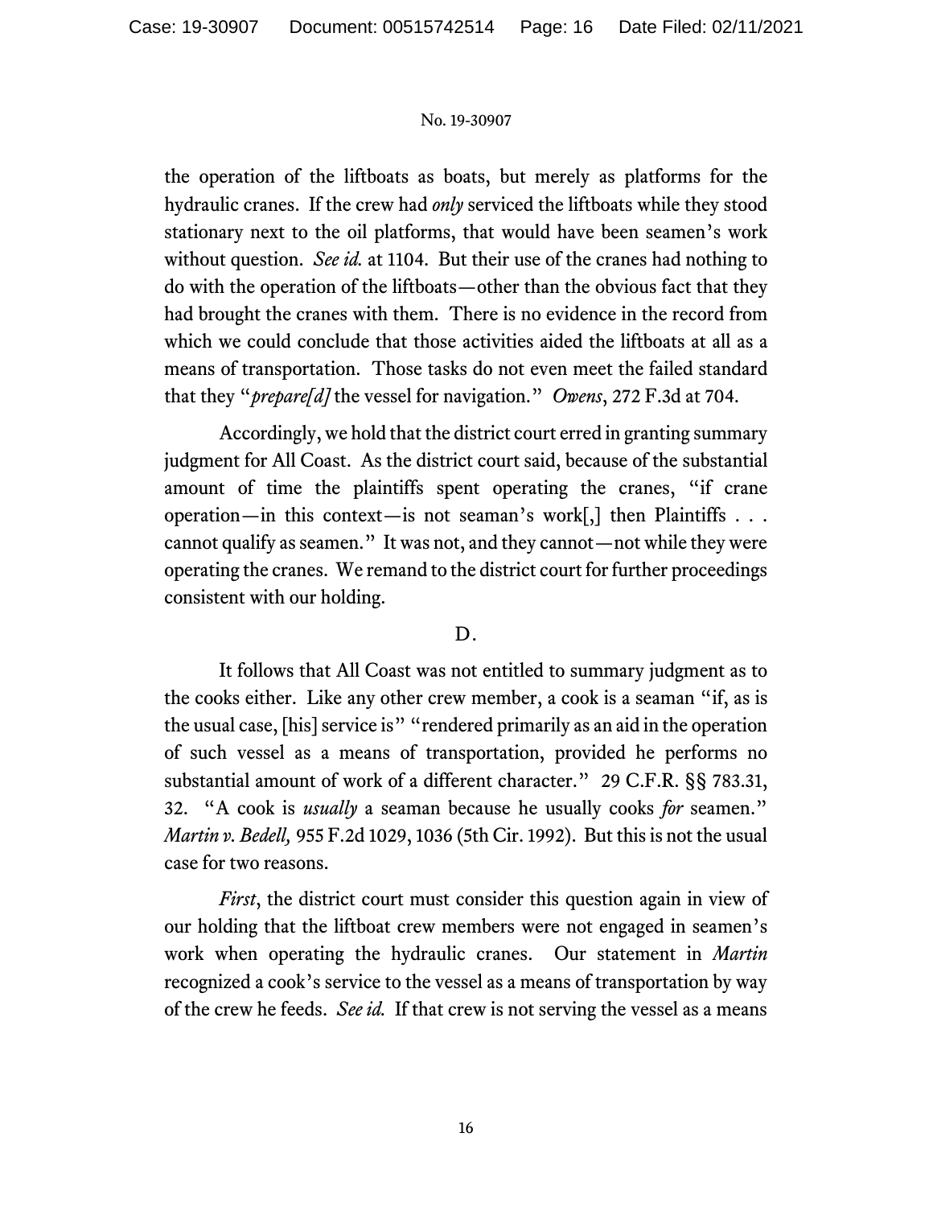the operation of the liftboats as boats, but merely as platforms for the hydraulic cranes. If the crew had *only* serviced the liftboats while they stood stationary next to the oil platforms, that would have been seamen's work without question. *See id.* at 1104. But their use of the cranes had nothing to do with the operation of the liftboats—other than the obvious fact that they had brought the cranes with them. There is no evidence in the record from which we could conclude that those activities aided the liftboats at all as a means of transportation. Those tasks do not even meet the failed standard that they "*prepare[d]* the vessel for navigation." *Owens*, 272 F.3d at 704.

Accordingly, we hold that the district court erred in granting summary judgment for All Coast. As the district court said, because of the substantial amount of time the plaintiffs spent operating the cranes, "if crane operation—in this context—is not seaman's work[,] then Plaintiffs . . . cannot qualify as seamen." It was not, and they cannot—not while they were operating the cranes. We remand to the district court for further proceedings consistent with our holding.

D.

It follows that All Coast was not entitled to summary judgment as to the cooks either. Like any other crew member, a cook is a seaman "if, as is the usual case, [his] service is" "rendered primarily as an aid in the operation of such vessel as a means of transportation, provided he performs no substantial amount of work of a different character." 29 C.F.R. §§ 783.31, 32. "A cook is *usually* a seaman because he usually cooks *for* seamen." *Martin v. Bedell,* 955 F.2d 1029, 1036 (5th Cir. 1992). But this is not the usual case for two reasons.

*First*, the district court must consider this question again in view of our holding that the liftboat crew members were not engaged in seamen's work when operating the hydraulic cranes. Our statement in *Martin* recognized a cook's service to the vessel as a means of transportation by way of the crew he feeds. *See id.* If that crew is not serving the vessel as a means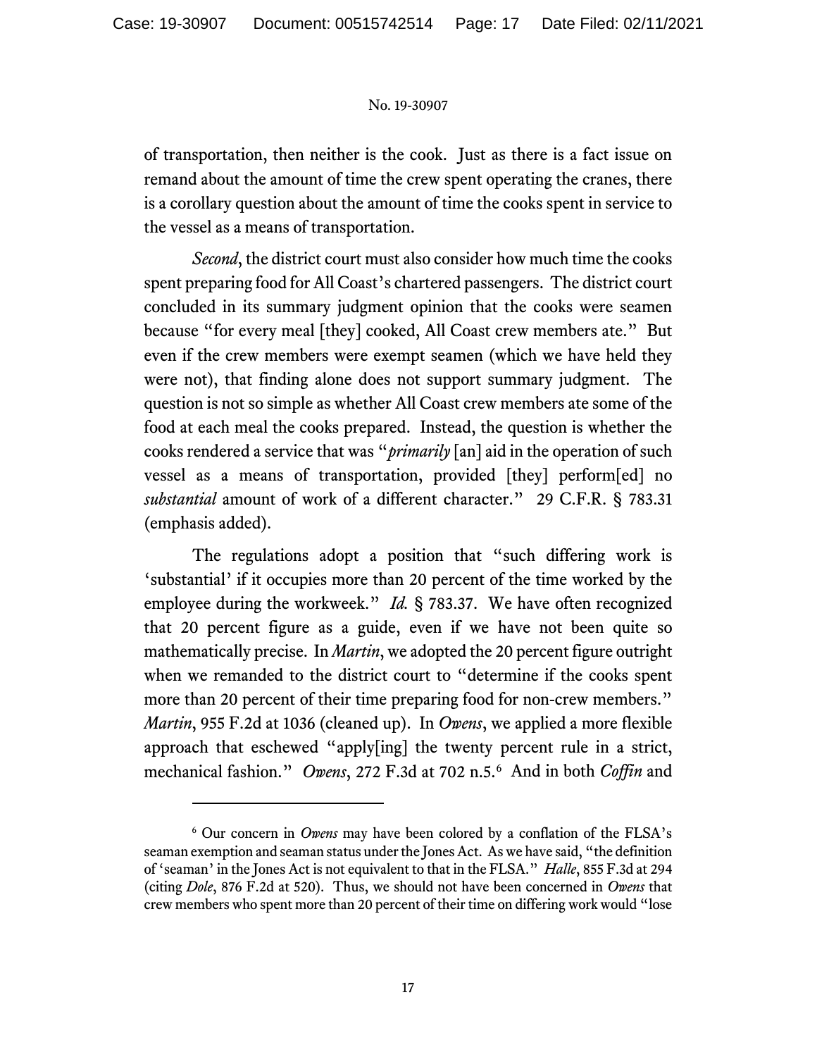of transportation, then neither is the cook. Just as there is a fact issue on remand about the amount of time the crew spent operating the cranes, there is a corollary question about the amount of time the cooks spent in service to the vessel as a means of transportation.

*Second*, the district court must also consider how much time the cooks spent preparing food for All Coast's chartered passengers. The district court concluded in its summary judgment opinion that the cooks were seamen because "for every meal [they] cooked, All Coast crew members ate." But even if the crew members were exempt seamen (which we have held they were not), that finding alone does not support summary judgment. The question is not so simple as whether All Coast crew members ate some of the food at each meal the cooks prepared. Instead, the question is whether the cooks rendered a service that was "*primarily* [an] aid in the operation of such vessel as a means of transportation, provided [they] perform[ed] no *substantial* amount of work of a different character." 29 C.F.R. § 783.31 (emphasis added).

The regulations adopt a position that "such differing work is 'substantial' if it occupies more than 20 percent of the time worked by the employee during the workweek." *Id.* § 783.37. We have often recognized that 20 percent figure as a guide, even if we have not been quite so mathematically precise. In *Martin*, we adopted the 20 percent figure outright when we remanded to the district court to "determine if the cooks spent more than 20 percent of their time preparing food for non-crew members." *Martin*, 955 F.2d at 1036 (cleaned up). In *Owens*, we applied a more flexible approach that eschewed "apply[ing] the twenty percent rule in a strict, mechanical fashion." *Owens*, 272 F.3d at 702 n.5.[6] And in both *Coffin* and

[6] Our concern in *Owens* may have been colored by a conflation of the FLSA's seaman exemption and seaman status under the Jones Act. As we have said, "the definition of 'seaman' in the Jones Act is not equivalent to that in the FLSA." *Halle*, 855 F.3d at 294 (citing *Dole*, 876 F.2d at 520). Thus, we should not have been concerned in *Owens* that crew members who spent more than 20 percent of their time on differing work would "lose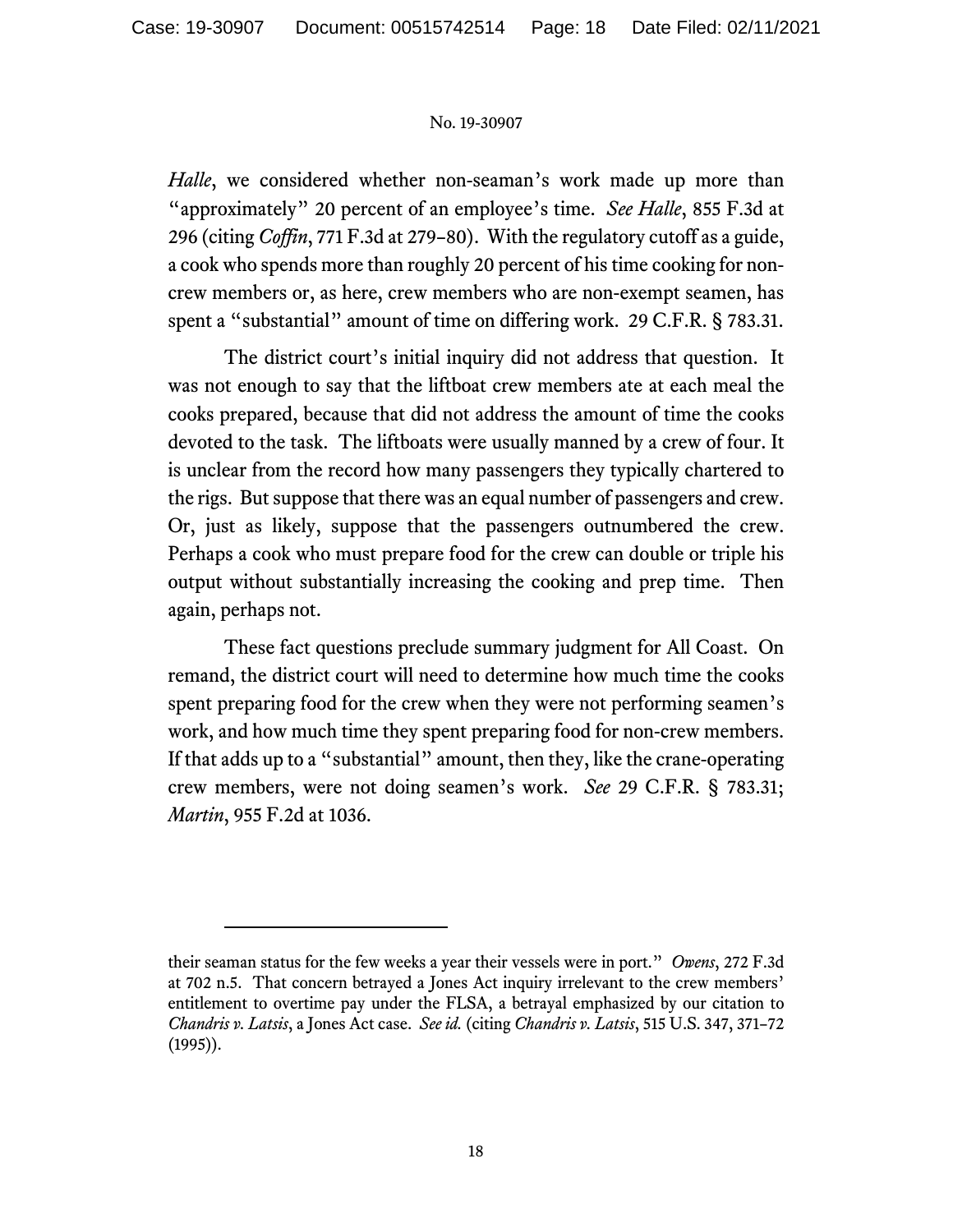*Halle*, we considered whether non-seaman's work made up more than "approximately" 20 percent of an employee's time. *See Halle*, 855 F.3d at 296 (citing *Coffin*, 771 F.3d at 279–80). With the regulatory cutoff as a guide, a cook who spends more than roughly 20 percent of his time cooking for non-crew members or, as here, crew members who are non-exempt seamen, has spent a "substantial" amount of time on differing work. 29 C.F.R. § 783.31.

The district court's initial inquiry did not address that question. It was not enough to say that the liftboat crew members ate at each meal the cooks prepared, because that did not address the amount of time the cooks devoted to the task. The liftboats were usually manned by a crew of four. It is unclear from the record how many passengers they typically chartered to the rigs. But suppose that there was an equal number of passengers and crew. Or, just as likely, suppose that the passengers outnumbered the crew. Perhaps a cook who must prepare food for the crew can double or triple his output without substantially increasing the cooking and prep time. Then again, perhaps not.

These fact questions preclude summary judgment for All Coast. On remand, the district court will need to determine how much time the cooks spent preparing food for the crew when they were not performing seamen's work, and how much time they spent preparing food for non-crew members. If that adds up to a "substantial" amount, then they, like the crane-operating crew members, were not doing seamen's work. *See* 29 C.F.R. § 783.31; *Martin*, 955 F.2d at 1036.

---

their seaman status for the few weeks a year their vessels were in port." *Owens*, 272 F.3d at 702 n.5. That concern betrayed a Jones Act inquiry irrelevant to the crew members' entitlement to overtime pay under the FLSA, a betrayal emphasized by our citation to *Chandris v. Latsis*, a Jones Act case. *See id.* (citing *Chandris v. Latsis*, 515 U.S. 347, 371–72 (1995)).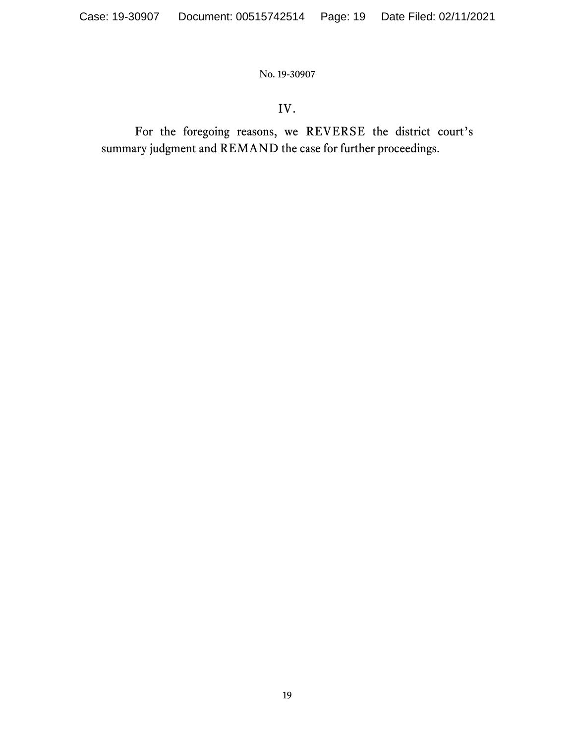## IV.

For the foregoing reasons, we REVERSE the district court's summary judgment and REMAND the case for further proceedings.